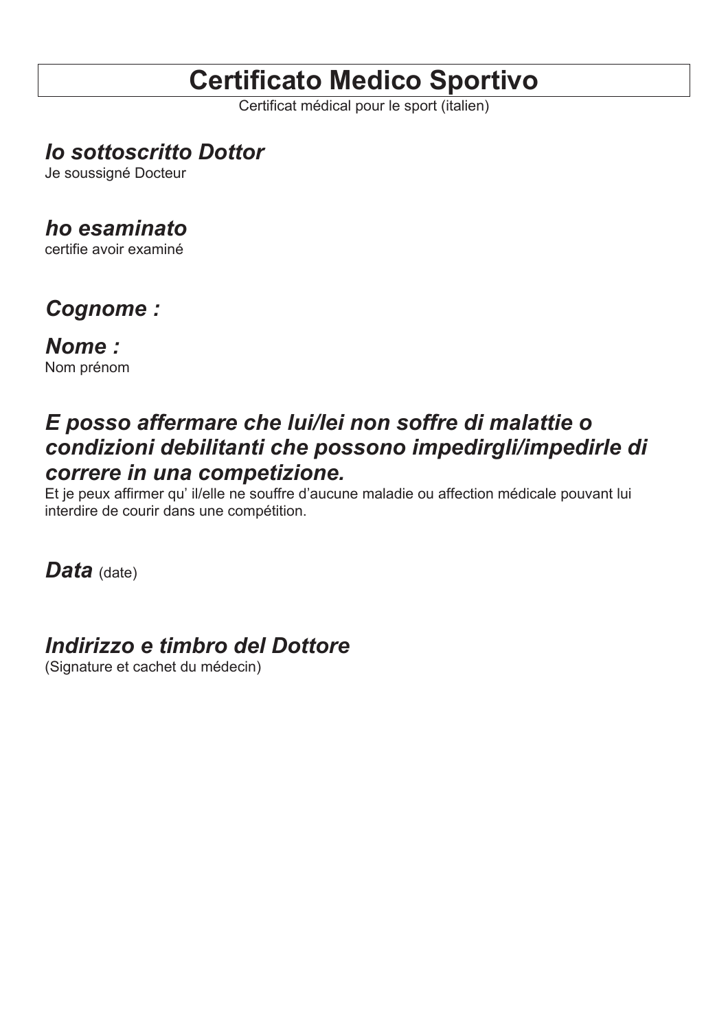# Certificato Medico Sportivo

Certificat médical pour le sport (italien)

***Io sottoscritto Dottor***

Je soussigné Docteur

***ho esaminato***

certifie avoir examiné

***Cognome :***

***Nome :***

Nom prénom

***E posso affermare che lui/lei non soffre di malattie o condizioni debilitanti che possono impedirgli/impedirle di correre in una competizione.***

Et je peux affirmer qu' il/elle ne souffre d'aucune maladie ou affection médicale pouvant lui interdire de courir dans une compétition.

***Data*** (date)

***Indirizzo e timbro del Dottore***

(Signature et cachet du médecin)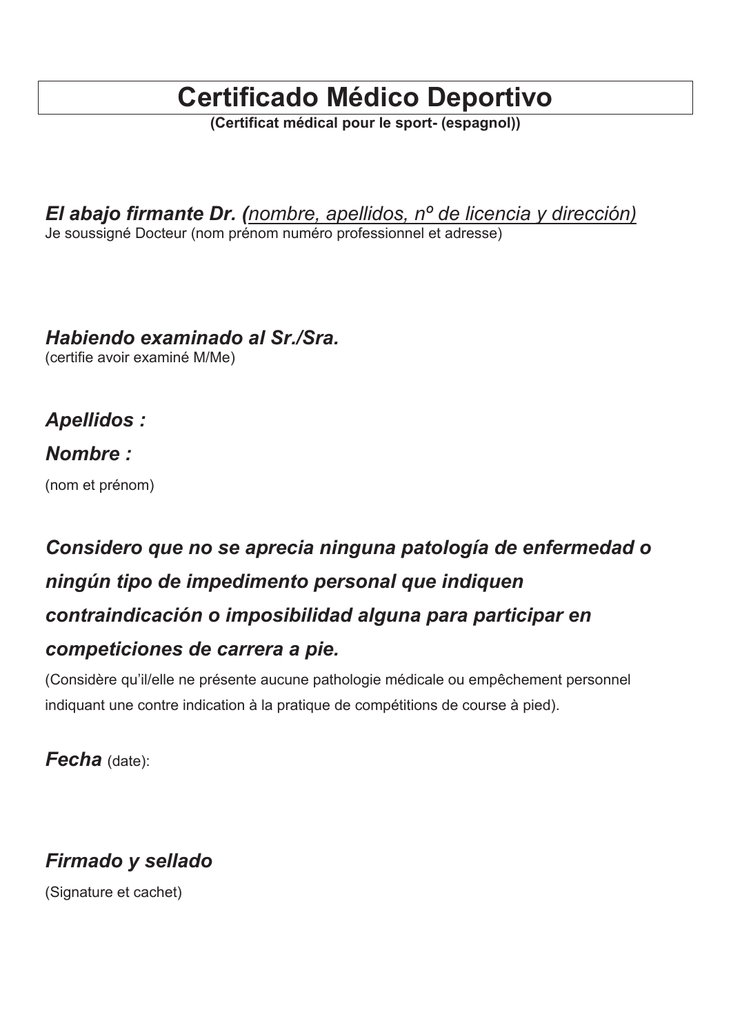# Certificado Médico Deportivo

**(Certificat médical pour le sport- (espagnol))**

***El abajo firmante Dr.*** ***(**<u>*nombre, apellidos, nº de licencia y dirección)*</u>

Je soussigné Docteur (nom prénom numéro professionnel et adresse)

***Habiendo examinado al Sr./Sra.***

(certifie avoir examiné M/Me)

***Apellidos :***

***Nombre :***

(nom et prénom)

***Considero que no se aprecia ninguna patología de enfermedad o ningún tipo de impedimento personal que indiquen contraindicación o imposibilidad alguna para participar en competiciones de carrera a pie.***

(Considère qu'il/elle ne présente aucune pathologie médicale ou empêchement personnel indiquant une contre indication à la pratique de compétitions de course à pied).

***Fecha*** (date):

***Firmado y sellado***

(Signature et cachet)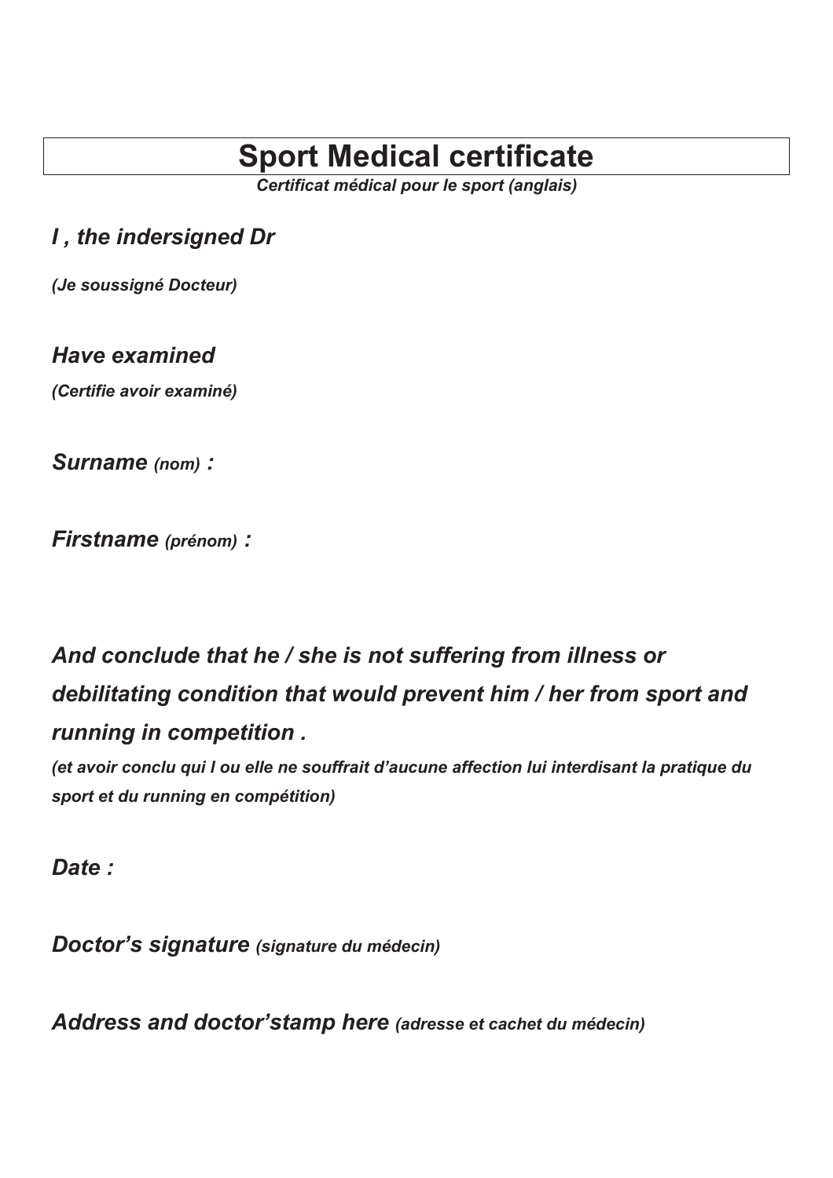# Sport Medical certificate

***Certificat médical pour le sport (anglais)***

***I , the indersigned Dr***

***(Je soussigné Docteur)***

***Have examined***

***(Certifie avoir examiné)***

***Surname** (nom) **:***

***Firstname** (prénom) **:***

***And conclude that he / she is not suffering from illness or debilitating condition that would prevent him / her from sport and running in competition .***

***(et avoir conclu qui l ou elle ne souffrait d'aucune affection lui interdisant la pratique du sport et du running en compétition)***

***Date :***

***Doctor's signature** (signature du médecin)*

***Address and doctor'stamp here** (adresse et cachet du médecin)*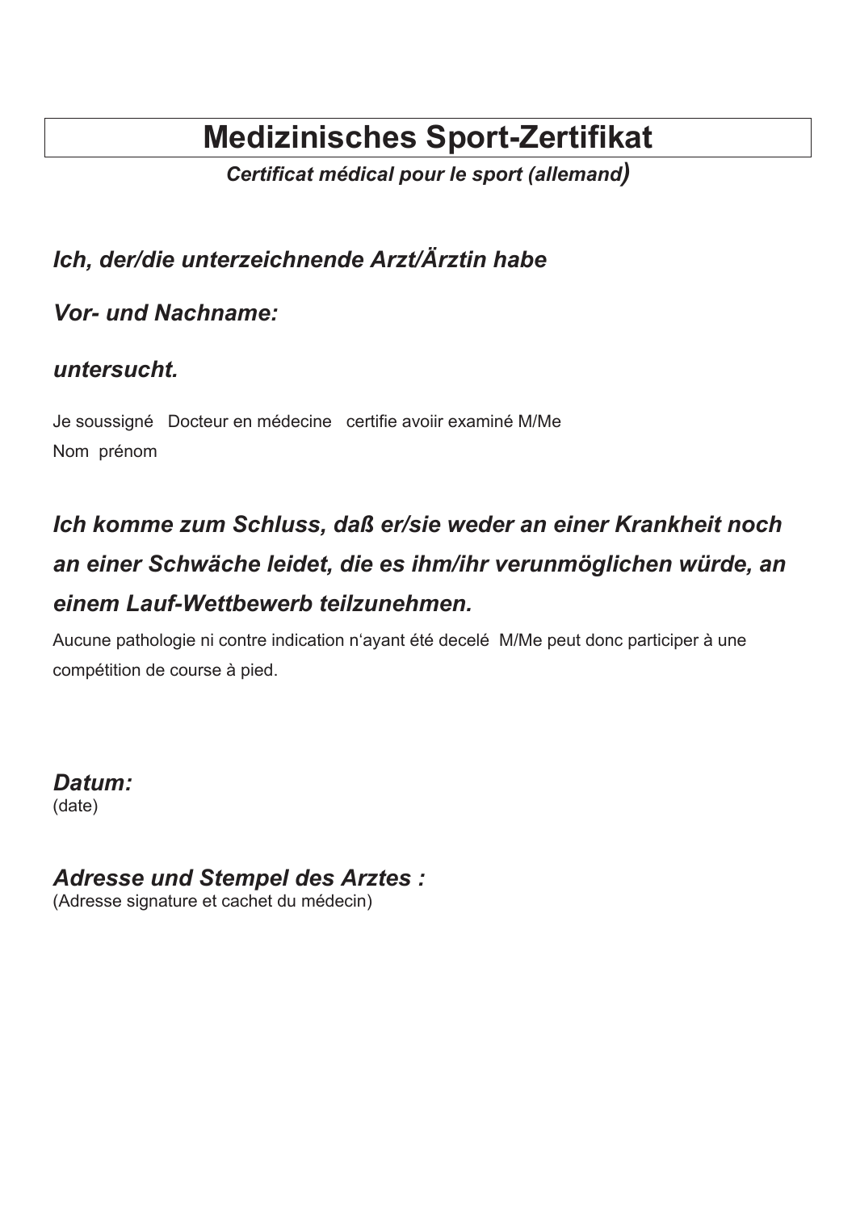# Medizinisches Sport-Zertifikat

***Certificat médical pour le sport (allemand)***

***Ich, der/die unterzeichnende Arzt/Ärztin habe***

***Vor- und Nachname:***

***untersucht.***

Je soussigné Docteur en médecine certifie avoiir examiné M/Me

Nom prénom

***Ich komme zum Schluss, daß er/sie weder an einer Krankheit noch an einer Schwäche leidet, die es ihm/ihr verunmöglichen würde, an einem Lauf-Wettbewerb teilzunehmen.***

Aucune pathologie ni contre indication n'ayant été decelé M/Me peut donc participer à une compétition de course à pied.

***Datum:***

(date)

***Adresse und Stempel des Arztes :***

(Adresse signature et cachet du médecin)